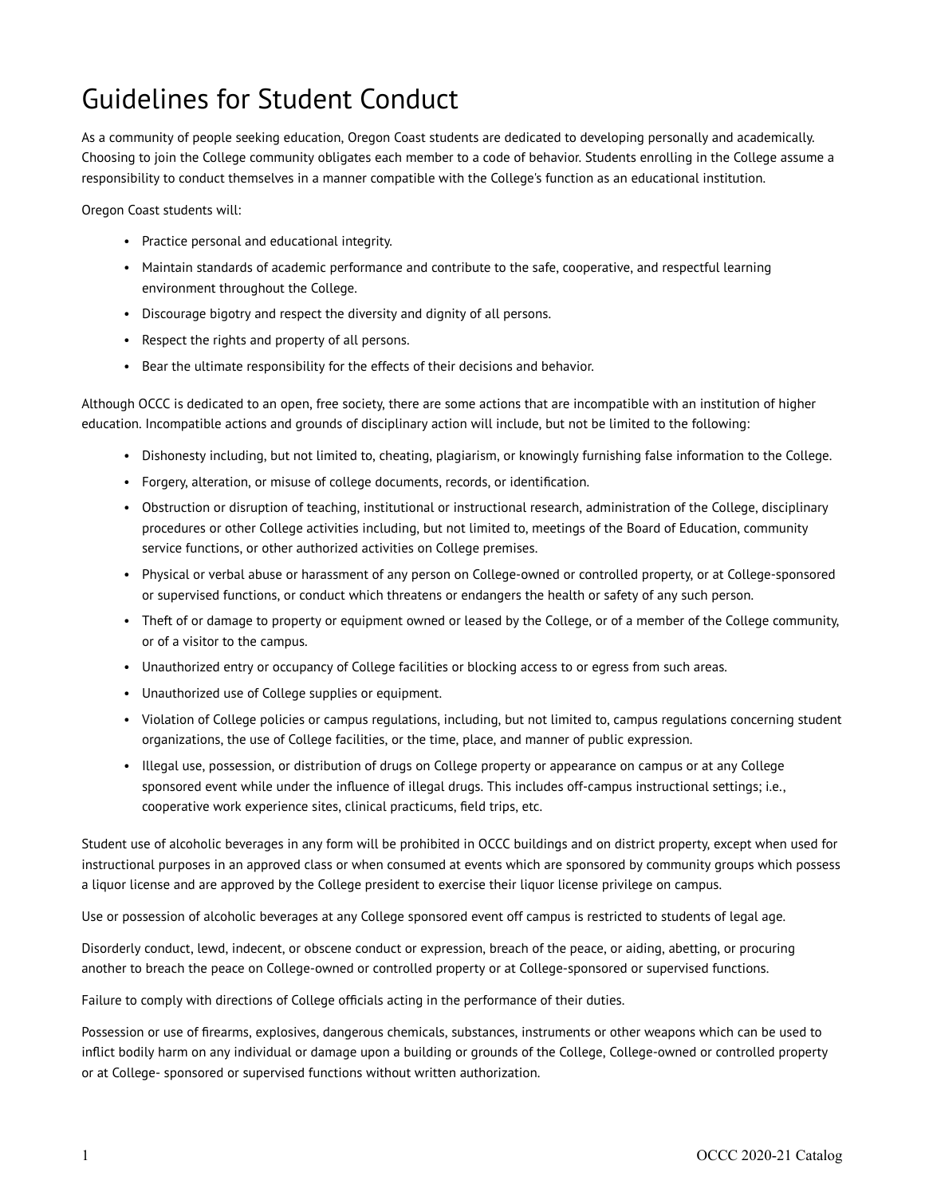# Guidelines for Student Conduct

As a community of people seeking education, Oregon Coast students are dedicated to developing personally and academically. Choosing to join the College community obligates each member to a code of behavior. Students enrolling in the College assume a responsibility to conduct themselves in a manner compatible with the College's function as an educational institution.

Oregon Coast students will:

- Practice personal and educational integrity.
- Maintain standards of academic performance and contribute to the safe, cooperative, and respectful learning environment throughout the College.
- Discourage bigotry and respect the diversity and dignity of all persons.
- Respect the rights and property of all persons.
- Bear the ultimate responsibility for the effects of their decisions and behavior.

Although OCCC is dedicated to an open, free society, there are some actions that are incompatible with an institution of higher education. Incompatible actions and grounds of disciplinary action will include, but not be limited to the following:

- Dishonesty including, but not limited to, cheating, plagiarism, or knowingly furnishing false information to the College.
- Forgery, alteration, or misuse of college documents, records, or identification.
- Obstruction or disruption of teaching, institutional or instructional research, administration of the College, disciplinary procedures or other College activities including, but not limited to, meetings of the Board of Education, community service functions, or other authorized activities on College premises.
- Physical or verbal abuse or harassment of any person on College-owned or controlled property, or at College-sponsored or supervised functions, or conduct which threatens or endangers the health or safety of any such person.
- Theft of or damage to property or equipment owned or leased by the College, or of a member of the College community, or of a visitor to the campus.
- Unauthorized entry or occupancy of College facilities or blocking access to or egress from such areas.
- Unauthorized use of College supplies or equipment.
- Violation of College policies or campus regulations, including, but not limited to, campus regulations concerning student organizations, the use of College facilities, or the time, place, and manner of public expression.
- Illegal use, possession, or distribution of drugs on College property or appearance on campus or at any College sponsored event while under the influence of illegal drugs. This includes off-campus instructional settings; i.e., cooperative work experience sites, clinical practicums, field trips, etc.

Student use of alcoholic beverages in any form will be prohibited in OCCC buildings and on district property, except when used for instructional purposes in an approved class or when consumed at events which are sponsored by community groups which possess a liquor license and are approved by the College president to exercise their liquor license privilege on campus.

Use or possession of alcoholic beverages at any College sponsored event off campus is restricted to students of legal age.

Disorderly conduct, lewd, indecent, or obscene conduct or expression, breach of the peace, or aiding, abetting, or procuring another to breach the peace on College-owned or controlled property or at College-sponsored or supervised functions.

Failure to comply with directions of College officials acting in the performance of their duties.

Possession or use of firearms, explosives, dangerous chemicals, substances, instruments or other weapons which can be used to inflict bodily harm on any individual or damage upon a building or grounds of the College, College-owned or controlled property or at College- sponsored or supervised functions without written authorization.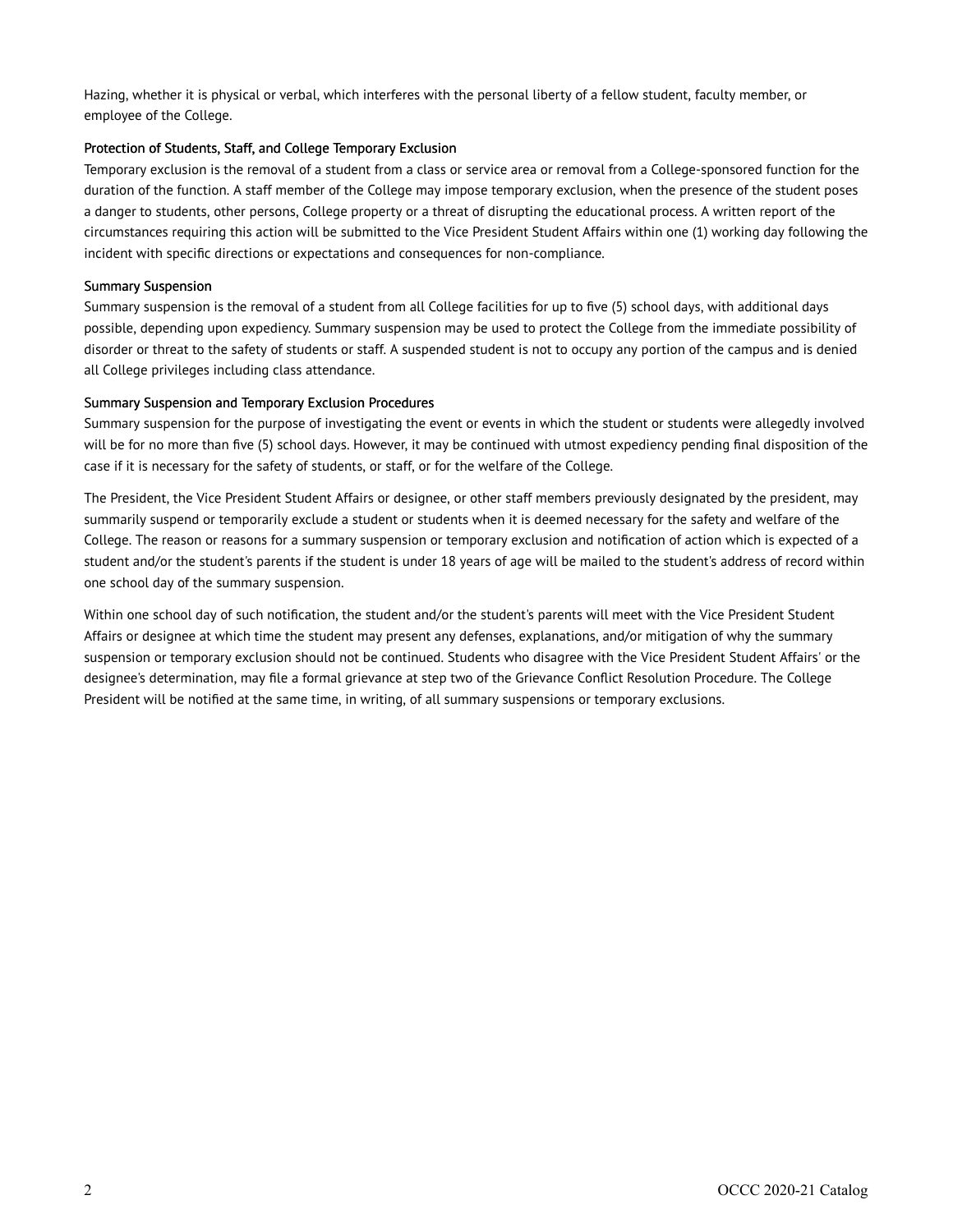Hazing, whether it is physical or verbal, which interferes with the personal liberty of a fellow student, faculty member, or employee of the College.

#### Protection of Students, Staff, and College Temporary Exclusion

Temporary exclusion is the removal of a student from a class or service area or removal from a College-sponsored function for the duration of the function. A staff member of the College may impose temporary exclusion, when the presence of the student poses a danger to students, other persons, College property or a threat of disrupting the educational process. A written report of the circumstances requiring this action will be submitted to the Vice President Student Affairs within one (1) working day following the incident with specific directions or expectations and consequences for non-compliance.

#### Summary Suspension

Summary suspension is the removal of a student from all College facilities for up to five (5) school days, with additional days possible, depending upon expediency. Summary suspension may be used to protect the College from the immediate possibility of disorder or threat to the safety of students or staff. A suspended student is not to occupy any portion of the campus and is denied all College privileges including class attendance.

#### Summary Suspension and Temporary Exclusion Procedures

Summary suspension for the purpose of investigating the event or events in which the student or students were allegedly involved will be for no more than five (5) school days. However, it may be continued with utmost expediency pending final disposition of the case if it is necessary for the safety of students, or staff, or for the welfare of the College.

The President, the Vice President Student Affairs or designee, or other staff members previously designated by the president, may summarily suspend or temporarily exclude a student or students when it is deemed necessary for the safety and welfare of the College. The reason or reasons for a summary suspension or temporary exclusion and notification of action which is expected of a student and/or the student's parents if the student is under 18 years of age will be mailed to the student's address of record within one school day of the summary suspension.

Within one school day of such notification, the student and/or the student's parents will meet with the Vice President Student Affairs or designee at which time the student may present any defenses, explanations, and/or mitigation of why the summary suspension or temporary exclusion should not be continued. Students who disagree with the Vice President Student Affairs' or the designee's determination, may file a formal grievance at step two of the Grievance Conflict Resolution Procedure. The College President will be notified at the same time, in writing, of all summary suspensions or temporary exclusions.